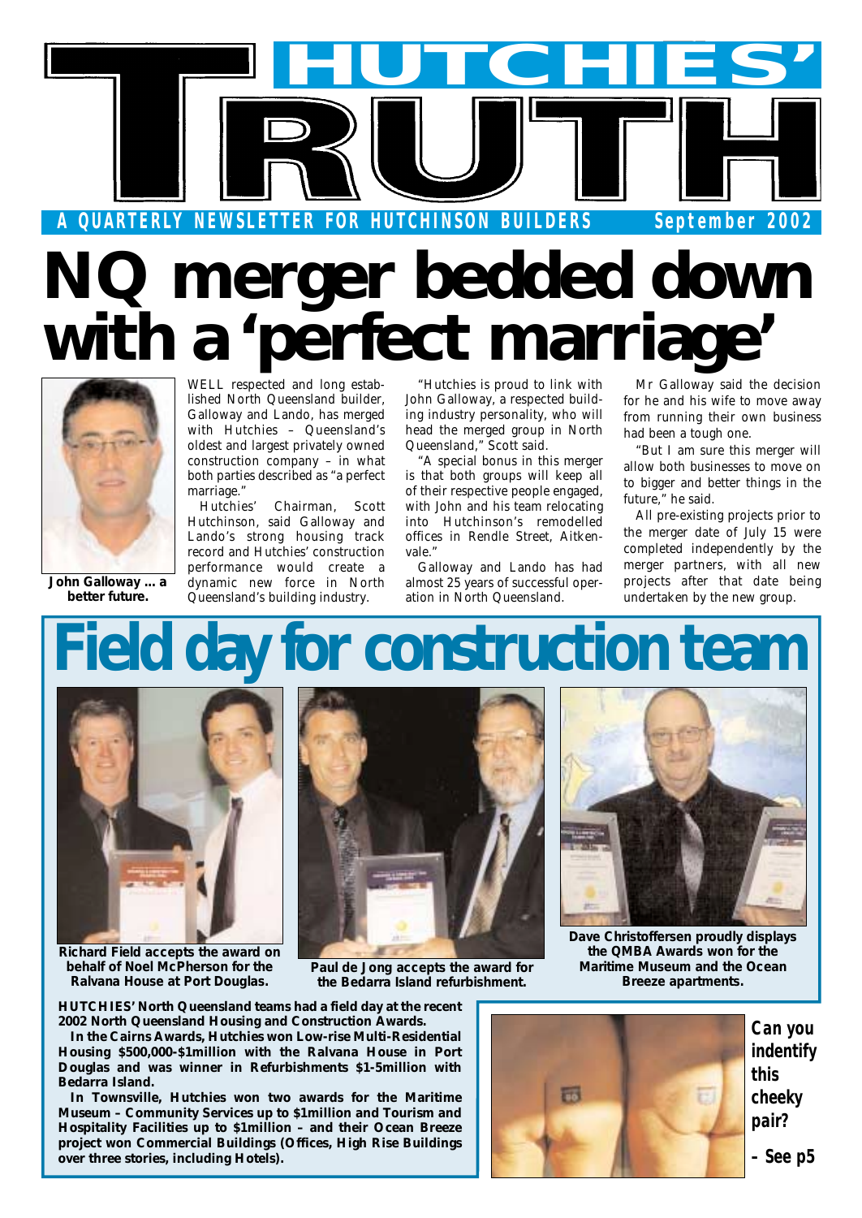# HUTCHIES' TRUTH

A QUARTERLY NEWSLETTER FOR HUTCHINSON BUILDERS — September 2002

# NQ merger bedded down with a 'perfect marriage'

John Galloway ... a better future.

WELL respected and long established North Queensland builder, Galloway and Lando, has merged with Hutchies – Queensland's oldest and largest privately owned construction company – in what both parties described as "a perfect marriage."

Hutchies' Chairman, Scott Hutchinson, said Galloway and Lando's strong housing track record and Hutchies' construction performance would create a dynamic new force in North Queensland's building industry.

"Hutchies is proud to link with John Galloway, a respected building industry personality, who will head the merged group in North Queensland," Scott said.

"A special bonus in this merger is that both groups will keep all of their respective people engaged, with John and his team relocating into Hutchinson's remodelled offices in Rendle Street, Aitkenvale."

Galloway and Lando has had almost 25 years of successful operation in North Queensland.

Mr Galloway said the decision for he and his wife to move away from running their own business had been a tough one.

"But I am sure this merger will allow both businesses to move on to bigger and better things in the future," he said.

All pre-existing projects prior to the merger date of July 15 were completed independently by the merger partners, with all new projects after that date being undertaken by the new group.

# Field day for construction team

Richard Field accepts the award on behalf of Noel McPherson for the Ralvana House at Port Douglas.

Paul de Jong accepts the award for the Bedarra Island refurbishment.

Dave Christoffersen proudly displays the QMBA Awards won for the Maritime Museum and the Ocean Breeze apartments.

**HUTCHIES' North Queensland teams had a field day at the recent 2002 North Queensland Housing and Construction Awards.**

**In the Cairns Awards, Hutchies won Low-rise Multi-Residential Housing $500,000-$1million with the Ralvana House in Port Douglas and was winner in Refurbishments $1-5million with Bedarra Island.**

**In Townsville, Hutchies won two awards for the Maritime Museum – Community Services up to $1million and Tourism and Hospitality Facilities up to $1million – and their Ocean Breeze project won Commercial Buildings (Offices, High Rise Buildings over three stories, including Hotels).**

**Can you indentify this cheeky pair?**

**– See p5**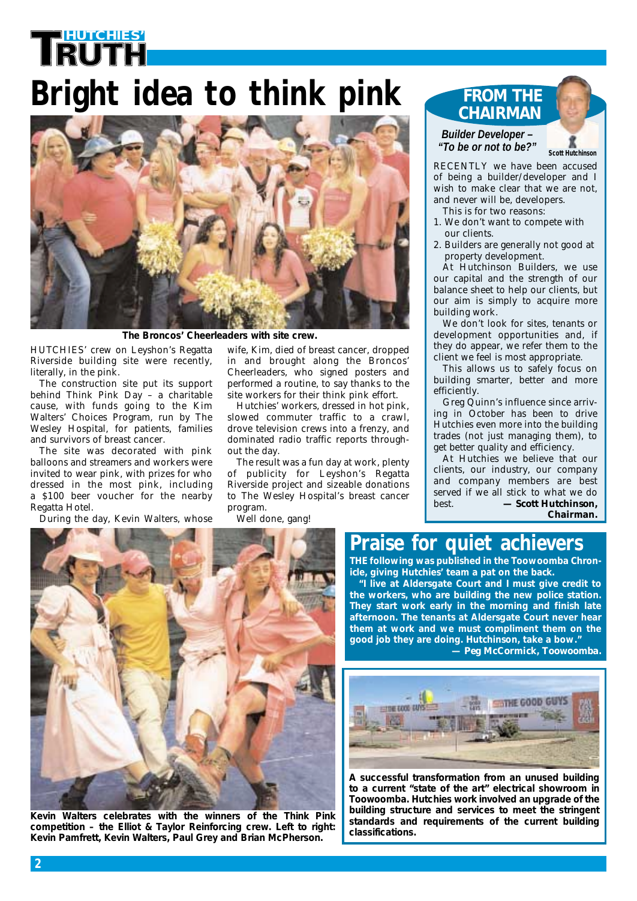# Bright idea to think pink

The Broncos' Cheerleaders with site crew.

HUTCHIES' crew on Leyshon's Regatta Riverside building site were recently, literally, in the pink.

The construction site put its support behind Think Pink Day – a charitable cause, with funds going to the Kim Walters' Choices Program, run by The Wesley Hospital, for patients, families and survivors of breast cancer.

The site was decorated with pink balloons and streamers and workers were invited to wear pink, with prizes for who dressed in the most pink, including a $100 beer voucher for the nearby Regatta Hotel.

During the day, Kevin Walters, whose wife, Kim, died of breast cancer, dropped in and brought along the Broncos' Cheerleaders, who signed posters and performed a routine, to say thanks to the site workers for their think pink effort.

Hutchies' workers, dressed in hot pink, slowed commuter traffic to a crawl, drove television crews into a frenzy, and dominated radio traffic reports throughout the day.

The result was a fun day at work, plenty of publicity for Leyshon's Regatta Riverside project and sizeable donations to The Wesley Hospital's breast cancer program.

Well done, gang!

Kevin Walters celebrates with the winners of the Think Pink competition – the Elliot & Taylor Reinforcing crew. Left to right: Kevin Pamfrett, Kevin Walters, Paul Grey and Brian McPherson.

## FROM THE CHAIRMAN

***Builder Developer – "To be or not to be?"***

Scott Hutchinson

RECENTLY we have been accused of being a builder/developer and I wish to make clear that we are not, and never will be, developers.

This is for two reasons:

1. We don't want to compete with our clients.
2. Builders are generally not good at property development.

At Hutchinson Builders, we use our capital and the strength of our balance sheet to help our clients, but our aim is simply to acquire more building work.

We don't look for sites, tenants or development opportunities and, if they do appear, we refer them to the client we feel is most appropriate.

This allows us to safely focus on building smarter, better and more efficiently.

Greg Quinn's influence since arriving in October has been to drive Hutchies even more into the building trades (not just managing them), to get better quality and efficiency.

At Hutchies we believe that our clients, our industry, our company and company members are best served if we all stick to what we do best.

**— Scott Hutchinson, Chairman.**

## Praise for quiet achievers

**THE following was published in the Toowoomba Chronicle, giving Hutchies' team a pat on the back.**

**"I live at Aldersgate Court and I must give credit to the workers, who are building the new police station. They start work early in the morning and finish late afternoon. The tenants at Aldersgate Court never hear them at work and we must compliment them on the good job they are doing. Hutchinson, take a bow."**

**— Peg McCormick, Toowoomba.**

**A successful transformation from an unused building to a current "state of the art" electrical showroom in Toowoomba. Hutchies work involved an upgrade of the building structure and services to meet the stringent standards and requirements of the current building classifications.**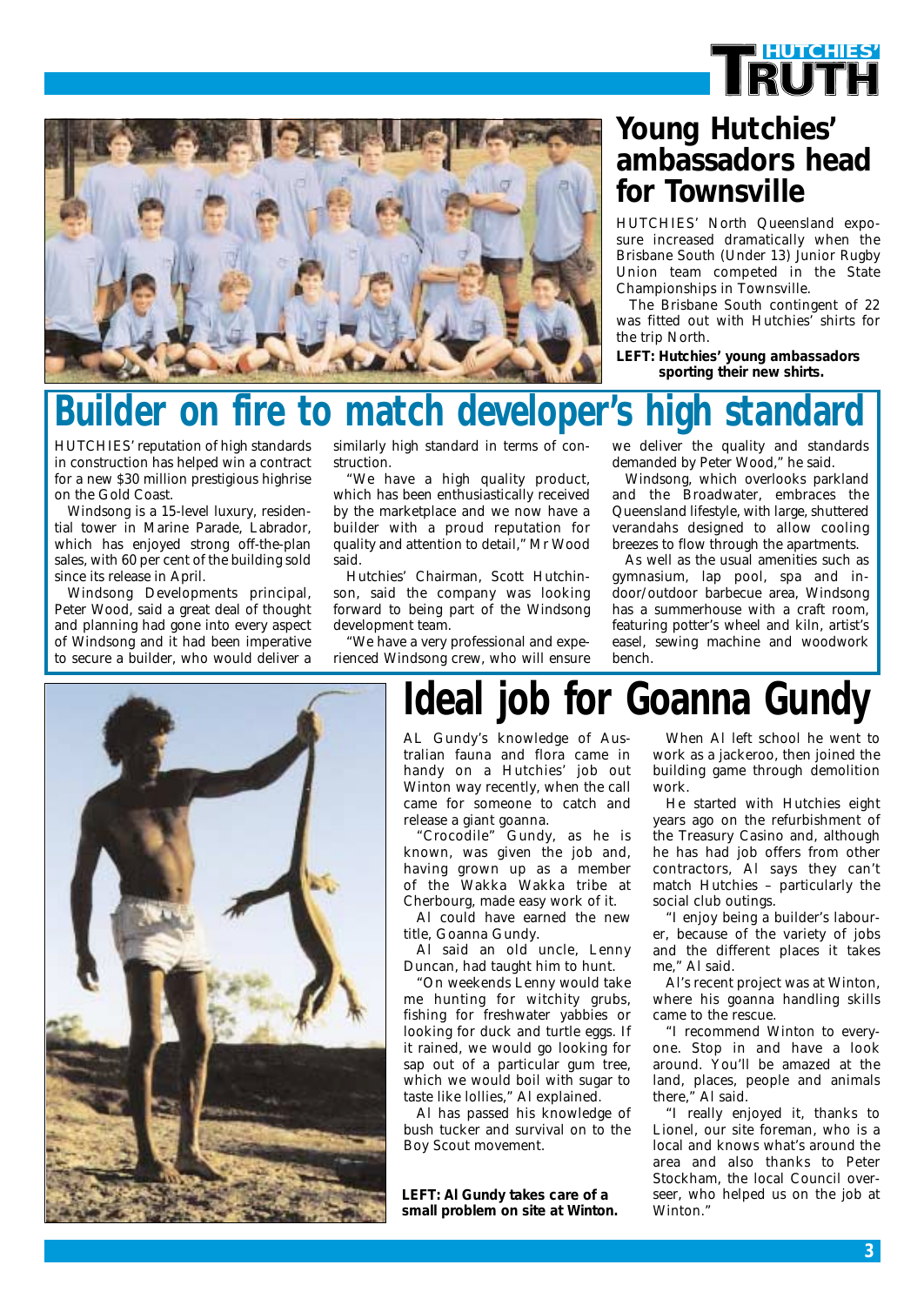## Young Hutchies' ambassadors head for Townsville

HUTCHIES' North Queensland exposure increased dramatically when the Brisbane South (Under 13) Junior Rugby Union team competed in the State Championships in Townsville.

The Brisbane South contingent of 22 was fitted out with Hutchies' shirts for the trip North.

**LEFT: Hutchies' young ambassadors sporting their new shirts.**

# Builder on fire to match developer's high standard

HUTCHIES' reputation of high standards in construction has helped win a contract for a new $30 million prestigious highrise on the Gold Coast.

Windsong is a 15-level luxury, residential tower in Marine Parade, Labrador, which has enjoyed strong off-the-plan sales, with 60 per cent of the building sold since its release in April.

Windsong Developments principal, Peter Wood, said a great deal of thought and planning had gone into every aspect of Windsong and it had been imperative to secure a builder, who would deliver a similarly high standard in terms of construction.

"We have a high quality product, which has been enthusiastically received by the marketplace and we now have a builder with a proud reputation for quality and attention to detail," Mr Wood said.

Hutchies' Chairman, Scott Hutchinson, said the company was looking forward to being part of the Windsong development team.

"We have a very professional and experienced Windsong crew, who will ensure we deliver the quality and standards demanded by Peter Wood," he said.

Windsong, which overlooks parkland and the Broadwater, embraces the Queensland lifestyle, with large, shuttered verandahs designed to allow cooling breezes to flow through the apartments.

As well as the usual amenities such as gymnasium, lap pool, spa and indoor/outdoor barbecue area, Windsong has a summerhouse with a craft room, featuring potter's wheel and kiln, artist's easel, sewing machine and woodwork bench.

# Ideal job for Goanna Gundy

AL Gundy's knowledge of Australian fauna and flora came in handy on a Hutchies' job out Winton way recently, when the call came for someone to catch and release a giant goanna.

"Crocodile" Gundy, as he is known, was given the job and, having grown up as a member of the Wakka Wakka tribe at Cherbourg, made easy work of it.

Al could have earned the new title, Goanna Gundy.

Al said an old uncle, Lenny Duncan, had taught him to hunt.

"On weekends Lenny would take me hunting for witchity grubs, fishing for freshwater yabbies or looking for duck and turtle eggs. If it rained, we would go looking for sap out of a particular gum tree, which we would boil with sugar to taste like lollies," Al explained.

Al has passed his knowledge of bush tucker and survival on to the Boy Scout movement.

**LEFT: Al Gundy takes care of a small problem on site at Winton.**

When Al left school he went to work as a jackeroo, then joined the building game through demolition work.

He started with Hutchies eight years ago on the refurbishment of the Treasury Casino and, although he has had job offers from other contractors, Al says they can't match Hutchies – particularly the social club outings.

"I enjoy being a builder's labourer, because of the variety of jobs and the different places it takes me," Al said.

Al's recent project was at Winton, where his goanna handling skills came to the rescue.

"I recommend Winton to everyone. Stop in and have a look around. You'll be amazed at the land, places, people and animals there," Al said.

"I really enjoyed it, thanks to Lionel, our site foreman, who is a local and knows what's around the area and also thanks to Peter Stockham, the local Council overseer, who helped us on the job at Winton."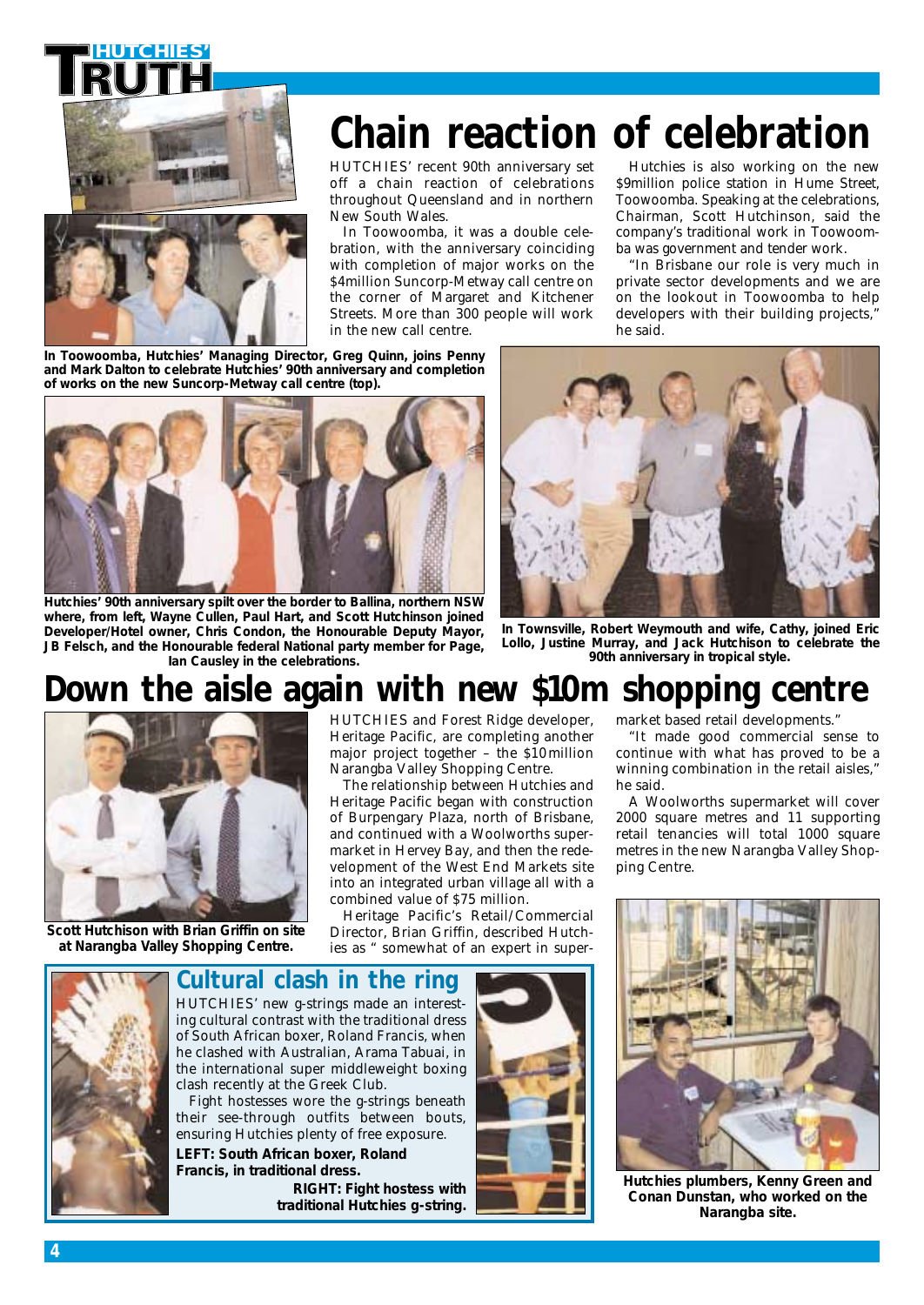HUTCHIES' TRUTH

# Chain reaction of celebration

HUTCHIES' recent 90th anniversary set off a chain reaction of celebrations throughout Queensland and in northern New South Wales.

In Toowoomba, it was a double celebration, with the anniversary coinciding with completion of major works on the $4million Suncorp-Metway call centre on the corner of Margaret and Kitchener Streets. More than 300 people will work in the new call centre.

Hutchies is also working on the new $9million police station in Hume Street, Toowoomba. Speaking at the celebrations, Chairman, Scott Hutchinson, said the company's traditional work in Toowoomba was government and tender work.

"In Brisbane our role is very much in private sector developments and we are on the lookout in Toowoomba to help developers with their building projects," he said.

**In Toowoomba, Hutchies' Managing Director, Greg Quinn, joins Penny and Mark Dalton to celebrate Hutchies' 90th anniversary and completion of works on the new Suncorp-Metway call centre (top).**

**Hutchies' 90th anniversary spilt over the border to Ballina, northern NSW where, from left, Wayne Cullen, Paul Hart, and Scott Hutchinson joined Developer/Hotel owner, Chris Condon, the Honourable Deputy Mayor, JB Felsch, and the Honourable federal National party member for Page, Ian Causley in the celebrations.**

**In Townsville, Robert Weymouth and wife, Cathy, joined Eric Lollo, Justine Murray, and Jack Hutchison to celebrate the 90th anniversary in tropical style.**

# Down the aisle again with new $10m shopping centre

HUTCHIES and Forest Ridge developer, Heritage Pacific, are completing another major project together – the $10million Narangba Valley Shopping Centre.

The relationship between Hutchies and Heritage Pacific began with construction of Burpengary Plaza, north of Brisbane, and continued with a Woolworths supermarket in Hervey Bay, and then the redevelopment of the West End Markets site into an integrated urban village all with a combined value of $75 million.

Heritage Pacific's Retail/Commercial Director, Brian Griffin, described Hutchies as " somewhat of an expert in supermarket based retail developments."

"It made good commercial sense to continue with what has proved to be a winning combination in the retail aisles," he said.

A Woolworths supermarket will cover 2000 square metres and 11 supporting retail tenancies will total 1000 square metres in the new Narangba Valley Shopping Centre.

**Scott Hutchison with Brian Griffin on site at Narangba Valley Shopping Centre.**

**Hutchies plumbers, Kenny Green and Conan Dunstan, who worked on the Narangba site.**

## Cultural clash in the ring

HUTCHIES' new g-strings made an interesting cultural contrast with the traditional dress of South African boxer, Roland Francis, when he clashed with Australian, Arama Tabuai, in the international super middleweight boxing clash recently at the Greek Club.

Fight hostesses wore the g-strings beneath their see-through outfits between bouts, ensuring Hutchies plenty of free exposure.

**LEFT: South African boxer, Roland Francis, in traditional dress.**

**RIGHT: Fight hostess with traditional Hutchies g-string.**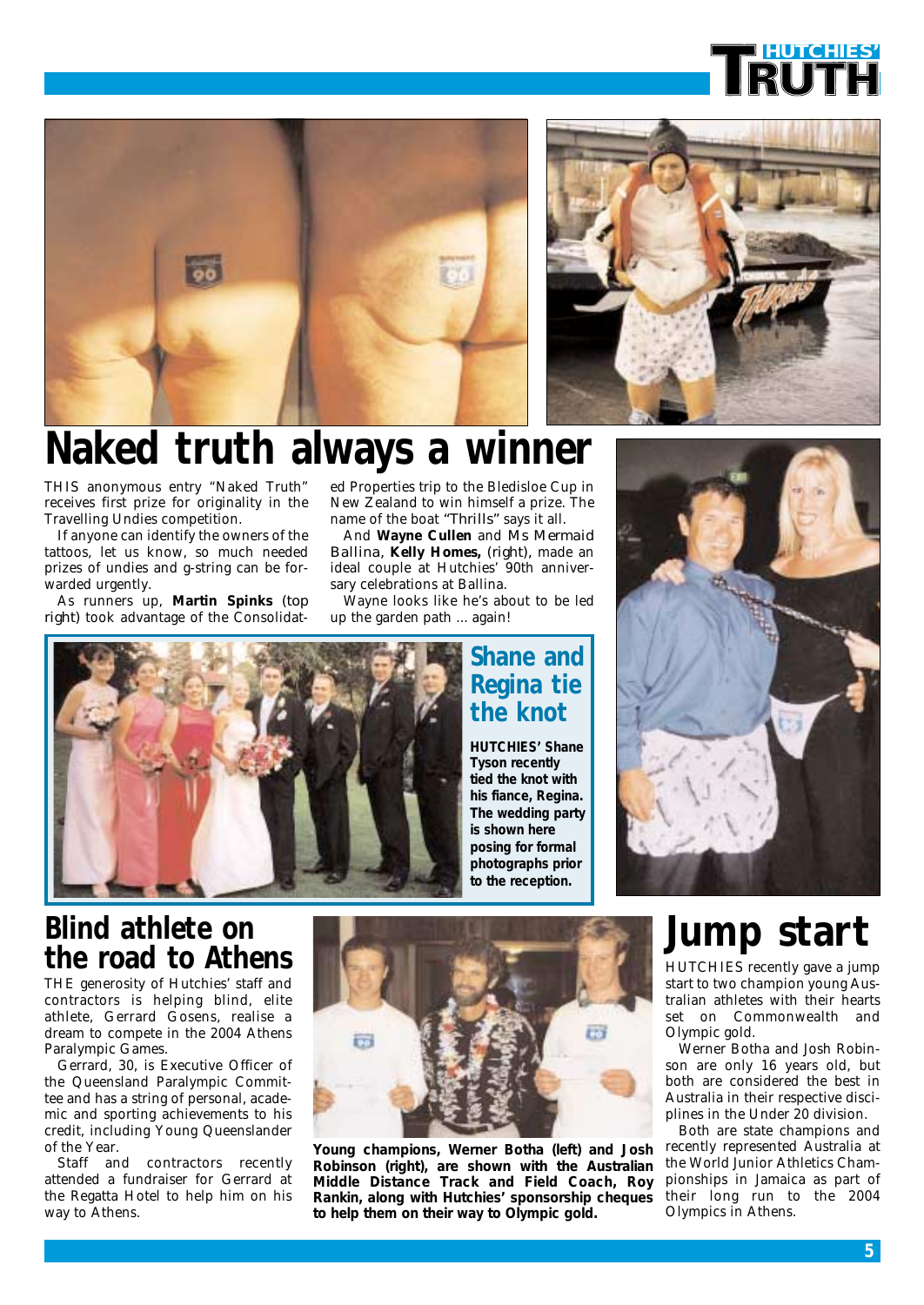# Naked truth always a winner

THIS anonymous entry "Naked Truth" receives first prize for originality in the Travelling Undies competition.

If anyone can identify the owners of the tattoos, let us know, so much needed prizes of undies and g-string can be forwarded urgently.

As runners up, **Martin Spinks** (top right) took advantage of the Consolidated Properties trip to the Bledisloe Cup in New Zealand to win himself a prize. The name of the boat "Thrills" says it all.

And **Wayne Cullen** and Ms Mermaid Ballina, **Kelly Homes,** (right), made an ideal couple at Hutchies' 90th anniversary celebrations at Ballina.

Wayne looks like he's about to be led up the garden path ... again!

## Shane and Regina tie the knot

**HUTCHIES' Shane Tyson recently tied the knot with his fiance, Regina. The wedding party is shown here posing for formal photographs prior to the reception.**

## Blind athlete on the road to Athens

THE generosity of Hutchies' staff and contractors is helping blind, elite athlete, Gerrard Gosens, realise a dream to compete in the 2004 Athens Paralympic Games.

Gerrard, 30, is Executive Officer of the Queensland Paralympic Committee and has a string of personal, academic and sporting achievements to his credit, including Young Queenslander of the Year.

Staff and contractors recently attended a fundraiser for Gerrard at the Regatta Hotel to help him on his way to Athens.

**Young champions, Werner Botha (left) and Josh Robinson (right), are shown with the Australian Middle Distance Track and Field Coach, Roy Rankin, along with Hutchies' sponsorship cheques to help them on their way to Olympic gold.**

## Jump start

HUTCHIES recently gave a jump start to two champion young Australian athletes with their hearts set on Commonwealth and Olympic gold.

Werner Botha and Josh Robinson are only 16 years old, but both are considered the best in Australia in their respective disciplines in the Under 20 division.

Both are state champions and recently represented Australia at the World Junior Athletics Championships in Jamaica as part of their long run to the 2004 Olympics in Athens.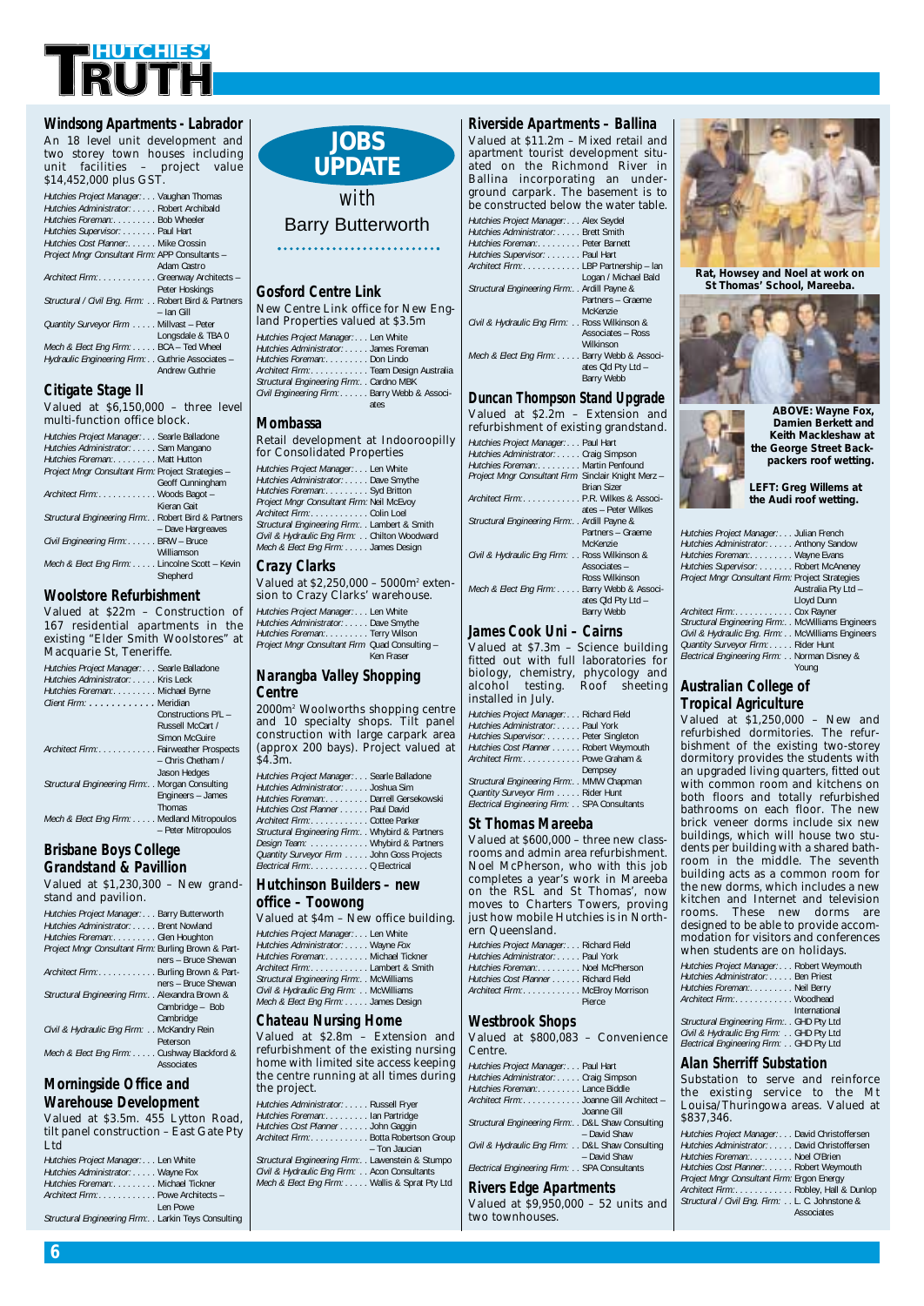# HUTCHIES' TRUTH

## Windsong Apartments - Labrador

An 18 level unit development and two storey town houses including unit facilities – project value $14,452,000 plus GST.

*Hutchies Project Manager:* . . . Vaughan Thomas
*Hutchies Administrator:* . . . . . Robert Archibald
*Hutchies Foreman:* . . . . . . . . . Bob Wheeler
*Hutchies Supervisor:* . . . . . . . Paul Hart
*Hutchies Cost Planner:* . . . . . . Mike Crossin
*Project Mngr Consultant Firm:* APP Consultants – Adam Castro
*Architect Firm:* . . . . . . . . . . . . Greenway Architects – Peter Hoskings
*Structural / Civil Eng. Firm:* . . Robert Bird & Partners – Ian Gill
*Quantity Surveyor Firm* . . . . . Millvast – Peter Longsdale & TBA 0
*Mech & Elect Eng Firm:* . . . . . BCA – Ted Wheel
*Hydraulic Engineering Firm:* . . Guthrie Associates – Andrew Guthrie

## Citigate Stage II

Valued at $6,150,000 – three level multi-function office block.

*Hutchies Project Manager:* . . . Searle Balladone
*Hutchies Administrator:* . . . . . Sam Mangano
*Hutchies Foreman:* . . . . . . . . . Matt Hutton
*Project Mngr Consultant Firm:* Project Strategies – Geoff Cunningham
*Architect Firm:* . . . . . . . . . . . . Woods Bagot – Kieran Gait
*Structural Engineering Firm:* . . Robert Bird & Partners – Dave Hargreaves
*Civil Engineering Firm:* . . . . . . BRW – Bruce Williamson
*Mech & Elect Eng Firm:* . . . . . Lincolne Scott – Kevin Shepherd

## Woolstore Refurbishment

Valued at $22m – Construction of 167 residential apartments in the existing "Elder Smith Woolstores" at Macquarie St, Teneriffe.

*Hutchies Project Manager:* . . . Searle Balladone
*Hutchies Administrator:* . . . . . Kris Leck
*Hutchies Foreman:* . . . . . . . . . Michael Byrne
*Client Firm:* . . . . . . . . . . . . . Meridian Constructions P/L – Russell McCart / Simon McGuire
*Architect Firm:* . . . . . . . . . . . . Fairweather Prospects – Chris Chetham / Jason Hedges
*Structural Engineering Firm:* . . Morgan Consulting Engineers – James Thomas
*Mech & Elect Eng Firm:* . . . . . Medland Mitropoulos – Peter Mitropoulos

## Brisbane Boys College Grandstand & Pavillion

Valued at $1,230,300 – New grandstand and pavilion.

*Hutchies Project Manager:* . . . Barry Butterworth
*Hutchies Administrator:* . . . . . Brent Nowland
*Hutchies Foreman:* . . . . . . . . . Glen Houghton
*Project Mngr Consultant Firm:* Burling Brown & Partners – Bruce Shewan
*Architect Firm:* . . . . . . . . . . . . Burling Brown & Partners – Bruce Shewan
*Structural Engineering Firm:* . . Alexandra Brown & Cambridge – Bob Cambridge
*Civil & Hydraulic Eng Firm:* . . McKandry Rein Peterson
*Mech & Elect Eng Firm:* . . . . . Cushway Blackford & Associates

## Morningside Office and Warehouse Development

Valued at $3.5m. 455 Lytton Road, tilt panel construction – East Gate Pty Ltd

*Hutchies Project Manager:* . . . Len White
*Hutchies Administrator:* . . . . . Wayne Fox
*Hutchies Foreman:* . . . . . . . . . Michael Tickner
*Architect Firm:* . . . . . . . . . . . . Powe Architects – Len Powe
*Structural Engineering Firm:* . . Larkin Teys Consulting

# JOBS UPDATE with Barry Butterworth

## Gosford Centre Link

New Centre Link office for New England Properties valued at $3.5m

*Hutchies Project Manager:* . . . Len White
*Hutchies Administrator:* . . . . . James Foreman
*Hutchies Foreman:* . . . . . . . . . Don Lindo
*Architect Firm:* . . . . . . . . . . . . Team Design Australia
*Structural Engineering Firm:* . . Cardno MBK
*Civil Engineering Firm:* . . . . . . Barry Webb & Associates

## Mombassa

Retail development at Indooroopilly for Consolidated Properties

*Hutchies Project Manager:* . . . Len White
*Hutchies Administrator:* . . . . . Dave Smythe
*Hutchies Foreman:* . . . . . . . . . Syd Britton
*Project Mngr Consultant Firm:* Neil McEvoy
*Architect Firm:* . . . . . . . . . . . . Colin Loel
*Structural Engineering Firm:* . . Lambert & Smith
*Civil & Hydraulic Eng Firm:* . . Chilton Woodward
*Mech & Elect Eng Firm:* . . . . . James Design

## Crazy Clarks

Valued at $2,250,000 – 5000m² extension to Crazy Clarks' warehouse.

*Hutchies Project Manager:* . . . Len White
*Hutchies Administrator:* . . . . . Dave Smythe
*Hutchies Foreman:* . . . . . . . . . Terry Wilson
*Project Mngr Consultant Firm* Quad Consulting – Ken Fraser

## Narangba Valley Shopping Centre

2000m² Woolworths shopping centre and 10 specialty shops. Tilt panel construction with large carpark area (approx 200 bays). Project valued at $4.3m.

*Hutchies Project Manager:* . . . Searle Balladone
*Hutchies Administrator:* . . . . . Joshua Sim
*Hutchies Foreman:* . . . . . . . . . Darrell Gersekowski
*Hutchies Cost Planner* . . . . . . Paul David
*Architect Firm:* . . . . . . . . . . . . Cottee Parker
*Structural Engineering Firm:* . . Whybird & Partners
*Design Team:* . . . . . . . . . . . . Whybird & Partners
*Quantity Surveyor Firm* . . . . . John Goss Projects
*Electrical Firm:* . . . . . . . . . . . . Q Electrical

## Hutchinson Builders – new office – Toowong

Valued at $4m – New office building.

*Hutchies Project Manager:* . . . Len White
*Hutchies Administrator:* . . . . . Wayne Fox
*Hutchies Foreman:* . . . . . . . . . Michael Tickner
*Architect Firm:* . . . . . . . . . . . . Lambert & Smith
*Structural Engineering Firm:* . . McWilliams
*Civil & Hydraulic Eng Firm:* . . McWilliams
*Mech & Elect Eng Firm:* . . . . . James Design

## Chateau Nursing Home

Valued at $2.8m – Extension and refurbishment of the existing nursing home with limited site access keeping the centre running at all times during the project.

*Hutchies Administrator:* . . . . . Russell Fryer
*Hutchies Foreman:* . . . . . . . . . Ian Partridge
*Hutchies Cost Planner* . . . . . . John Gaggin
*Architect Firm:* . . . . . . . . . . . . Botta Robertson Group – Ton Jaucian
*Structural Engineering Firm:* . . Lawenstein & Stumpo
*Civil & Hydraulic Eng Firm:* . . Axon Consultants
*Mech & Elect Eng Firm:* . . . . . Wallis & Sprat Pty Ltd

## Riverside Apartments – Ballina

Valued at $11.2m – Mixed retail and apartment tourist development situated on the Richmond River in Ballina incorporating an underground carpark. The basement is to be constructed below the water table.

*Hutchies Project Manager:* . . . Alex Seydel
*Hutchies Administrator:* . . . . . Brett Smith
*Hutchies Foreman:* . . . . . . . . . Peter Barnett
*Hutchies Supervisor:* . . . . . . . Paul Hart
*Architect Firm:* . . . . . . . . . . . . LBP Partnership – Ian Logan / Michael Bald
*Structural Engineering Firm:* . . Ardill Payne & Partners – Graeme McKenzie
*Civil & Hydraulic Eng Firm:* . . Ross Wilkinson & Associates – Ross Wilkinson
*Mech & Elect Eng Firm:* . . . . . Barry Webb & Associates Qld Pty Ltd – Barry Webb

## Duncan Thompson Stand Upgrade

Valued at $2.2m – Extension and refurbishment of existing grandstand.

*Hutchies Project Manager:* . . . Paul Hart
*Hutchies Administrator:* . . . . . Craig Simpson
*Hutchies Foreman:* . . . . . . . . . Martin Penfound
*Project Mngr Consultant Firm* Sinclair Knight Merz – Brian Sizer
*Architect Firm:* . . . . . . . . . . . . P.R. Wilkes & Associates – Peter Wilkes
*Structural Engineering Firm:* . . Ardill Payne & Partners – Graeme McKenzie
*Civil & Hydraulic Eng Firm:* . . Ross Wilkinson & Associates – Ross Wilkinson
*Mech & Elect Eng Firm:* . . . . . Barry Webb & Associates Qld Pty Ltd – Barry Webb

## James Cook Uni – Cairns

Valued at $7.3m – Science building fitted out with full laboratories for biology, chemistry, phycology and alcohol testing. Roof sheeting installed in July.

*Hutchies Project Manager:* . . . Richard Field
*Hutchies Administrator:* . . . . . Paul York
*Hutchies Supervisor:* . . . . . . . Peter Singleton
*Hutchies Cost Planner* . . . . . . Robert Weymouth
*Architect Firm:* . . . . . . . . . . . . Powe Graham & Dempsey
*Structural Engineering Firm:* . . MMW Chapman
*Quantity Surveyor Firm* . . . . . Rider Hunt
*Electrical Engineering Firm:* . . SPA Consultants

## St Thomas Mareeba

Valued at $600,000 – three new classrooms and admin area refurbishment. Noel McPherson, who with this job completes a year's work in Mareeba on the RSL and St Thomas', now moves to Charters Towers, proving just how mobile Hutchies is in Northern Queensland.

*Hutchies Project Manager:* . . . Richard Field
*Hutchies Administrator:* . . . . . Paul York
*Hutchies Foreman:* . . . . . . . . . Noel McPherson
*Hutchies Cost Planner* . . . . . . Richard Field
*Architect Firm:* . . . . . . . . . . . . McElroy Morrison Pierce

## Westbrook Shops

Valued at $800,083 – Convenience Centre.

*Hutchies Project Manager:* . . . Paul Hart
*Hutchies Administrator:* . . . . . Craig Simpson
*Hutchies Foreman:* . . . . . . . . . Lance Biddle
*Architect Firm:* . . . . . . . . . . . . Joanne Gill Architect – Joanne Gill
*Structural Engineering Firm:* . . D&L Shaw Consulting – David Shaw
*Civil & Hydraulic Eng Firm:* . . D&L Shaw Consulting – David Shaw
*Electrical Engineering Firm:* . . SPA Consultants

## Rivers Edge Apartments

Valued at $9,950,000 – 52 units and two townhouses.

Rat, Howsey and Noel at work on St Thomas' School, Mareeba.

ABOVE: Wayne Fox, Damien Berkett and Keith Mackleshaw at the George Street Backpackers roof wetting.

LEFT: Greg Willems at the Audi roof wetting.

*Hutchies Project Manager:* . . . Julian French
*Hutchies Administrator:* . . . . . Anthony Sandow
*Hutchies Foreman:* . . . . . . . . . Wayne Evans
*Hutchies Supervisor:* . . . . . . . Robert McAneney
*Project Mngr Consultant Firm:* Project Strategies Australia Pty Ltd – Lloyd Dunn
*Architect Firm:* . . . . . . . . . . . . Cox Rayner
*Structural Engineering Firm:* . . McWilliams Engineers
*Civil & Hydraulic Eng. Firm:* . . McWilliams Engineers
*Quantity Surveyor Firm:* . . . . Rider Hunt
*Electrical Engineering Firm:* . . Norman Disney & Young

## Australian College of Tropical Agriculture

Valued at $1,250,000 – New and refurbished dormitories. The refurbishment of the existing two-storey dormitory provides the students with an upgraded living quarters, fitted out with common room and kitchens on both floors and totally refurbished bathrooms on each floor. The new brick veneer dorms include six new buildings, which will house two students per building with a shared bathroom in the middle. The seventh building acts as a common room for the new dorms, which includes a new kitchen and Internet and television rooms. These new dorms are designed to be able to provide accommodation for visitors and conferences when students are on holidays.

*Hutchies Project Manager:* . . . Robert Weymouth
*Hutchies Administrator:* . . . . . Ben Priest
*Hutchies Foreman:* . . . . . . . . . Neil Berry
*Architect Firm:* . . . . . . . . . . . . Woodhead International
*Structural Engineering Firm:* . . GHD Pty Ltd
*Civil & Hydraulic Eng Firm:* . . GHD Pty Ltd
*Electrical Engineering Firm:* . . GHD Pty Ltd

## Alan Sherriff Substation

Substation to serve and reinforce the existing service to the Mt Louisa/Thuringowa areas. Valued at $837,346.

*Hutchies Project Manager:* . . . David Christoffersen
*Hutchies Administrator:* . . . . . David Christoffersen
*Hutchies Foreman:* . . . . . . . . . Noel O'Brien
*Hutchies Cost Planner:* . . . . . Robert Weymouth
*Project Mngr Consultant Firm:* Ergon Energy
*Architect Firm:* . . . . . . . . . . . . Robley, Hall & Dunlop
*Structural / Civil Eng. Firm:* . . L. C. Johnstone & Associates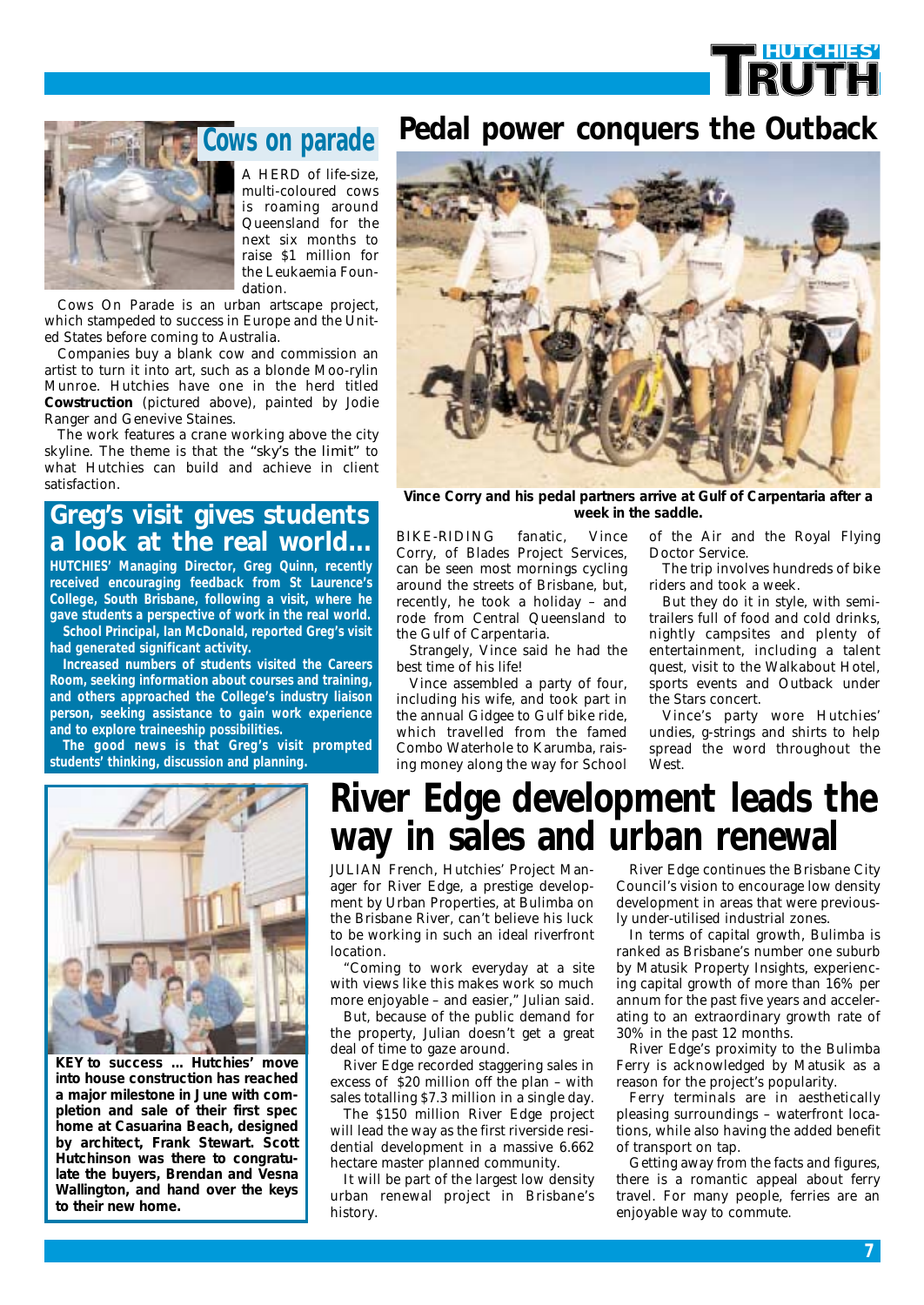## Cows on parade

A HERD of life-size, multi-coloured cows is roaming around Queensland for the next six months to raise $1 million for the Leukaemia Foundation.

Cows On Parade is an urban artscape project, which stampeded to success in Europe and the United States before coming to Australia.

Companies buy a blank cow and commission an artist to turn it into art, such as a blonde Moo-rylin Munroe. Hutchies have one in the herd titled **Cowstruction** (pictured above), painted by Jodie Ranger and Genevive Staines.

The work features a crane working above the city skyline. The theme is that the "sky's the limit" to what Hutchies can build and achieve in client satisfaction.

## Greg's visit gives students a look at the real world...

**HUTCHIES' Managing Director, Greg Quinn, recently received encouraging feedback from St Laurence's College, South Brisbane, following a visit, where he gave students a perspective of work in the real world.**

**School Principal, Ian McDonald, reported Greg's visit had generated significant activity.**

**Increased numbers of students visited the Careers Room, seeking information about courses and training, and others approached the College's industry liaison person, seeking assistance to gain work experience and to explore traineeship possibilities.**

**The good news is that Greg's visit prompted students' thinking, discussion and planning.**

## Pedal power conquers the Outback

**Vince Corry and his pedal partners arrive at Gulf of Carpentaria after a week in the saddle.**

BIKE-RIDING fanatic, Vince Corry, of Blades Project Services, can be seen most mornings cycling around the streets of Brisbane, but, recently, he took a holiday – and rode from Central Queensland to the Gulf of Carpentaria.

Strangely, Vince said he had the best time of his life!

Vince assembled a party of four, including his wife, and took part in the annual Gidgee to Gulf bike ride, which travelled from the famed Combo Waterhole to Karumba, raising money along the way for School of the Air and the Royal Flying Doctor Service.

The trip involves hundreds of bike riders and took a week.

But they do it in style, with semi-trailers full of food and cold drinks, nightly campsites and plenty of entertainment, including a talent quest, visit to the Walkabout Hotel, sports events and Outback under the Stars concert.

Vince's party wore Hutchies' undies, g-strings and shirts to help spread the word throughout the West.

**KEY to success ... Hutchies' move into house construction has reached a major milestone in June with completion and sale of their first spec home at Casuarina Beach, designed by architect, Frank Stewart. Scott Hutchinson was there to congratulate the buyers, Brendan and Vesna Wallington, and hand over the keys to their new home.**

## River Edge development leads the way in sales and urban renewal

JULIAN French, Hutchies' Project Manager for River Edge, a prestige development by Urban Properties, at Bulimba on the Brisbane River, can't believe his luck to be working in such an ideal riverfront location.

"Coming to work everyday at a site with views like this makes work so much more enjoyable – and easier," Julian said.

But, because of the public demand for the property, Julian doesn't get a great deal of time to gaze around.

River Edge recorded staggering sales in excess of $20 million off the plan – with sales totalling $7.3 million in a single day.

The $150 million River Edge project will lead the way as the first riverside residential development in a massive 6.662 hectare master planned community.

It will be part of the largest low density urban renewal project in Brisbane's history.

River Edge continues the Brisbane City Council's vision to encourage low density development in areas that were previously under-utilised industrial zones.

In terms of capital growth, Bulimba is ranked as Brisbane's number one suburb by Matusik Property Insights, experiencing capital growth of more than 16% per annum for the past five years and accelerating to an extraordinary growth rate of 30% in the past 12 months.

River Edge's proximity to the Bulimba Ferry is acknowledged by Matusik as a reason for the project's popularity.

Ferry terminals are in aesthetically pleasing surroundings – waterfront locations, while also having the added benefit of transport on tap.

Getting away from the facts and figures, there is a romantic appeal about ferry travel. For many people, ferries are an enjoyable way to commute.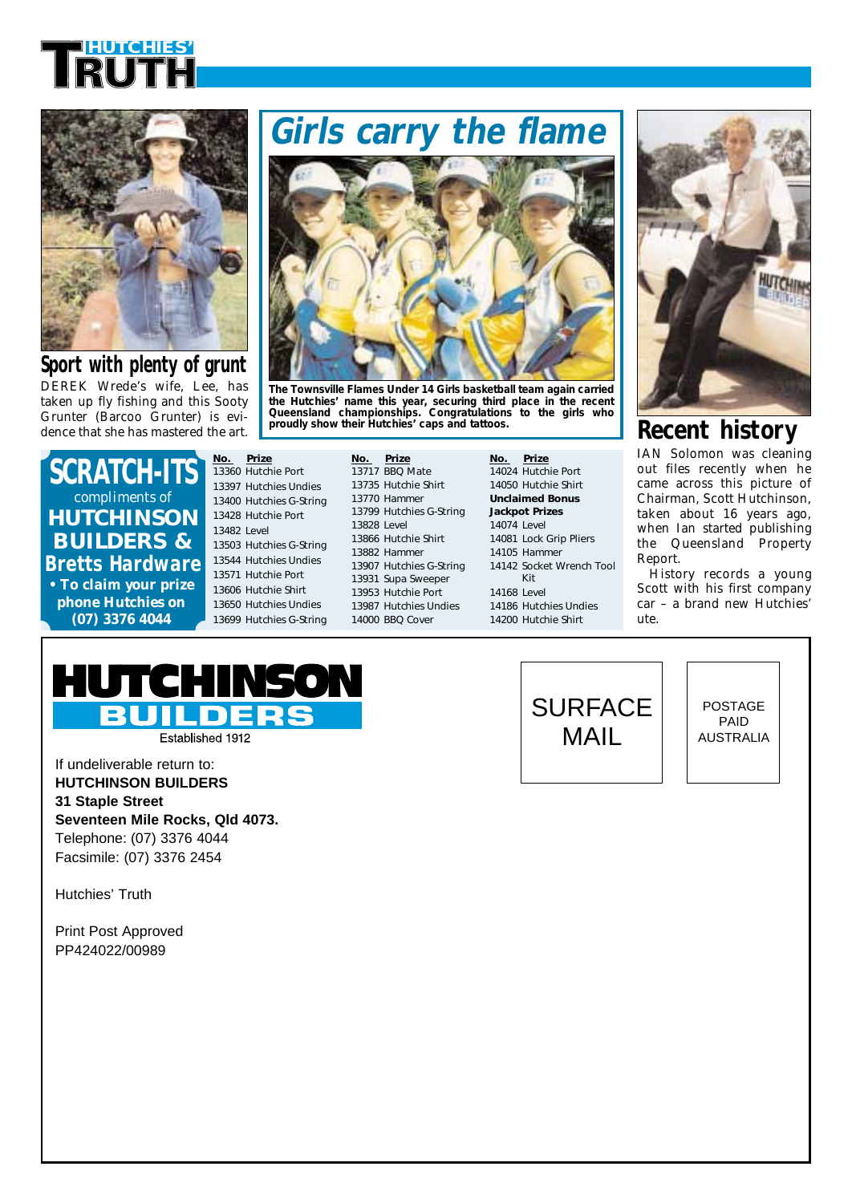# HUTCHIES' TRUTH

## Sport with plenty of grunt

DEREK Wrede's wife, Lee, has taken up fly fishing and this Sooty Grunter (Barcoo Grunter) is evidence that she has mastered the art.

## Girls carry the flame

**The Townsville Flames Under 14 Girls basketball team again carried the Hutchies' name this year, securing third place in the recent Queensland championships. Congratulations to the girls who proudly show their Hutchies' caps and tattoos.**

## Recent history

IAN Solomon was cleaning out files recently when he came across this picture of Chairman, Scott Hutchinson, taken about 16 years ago, when Ian started publishing the Queensland Property Report.

History records a young Scott with his first company car – a brand new Hutchies' ute.

## SCRATCH-ITS

compliments of

**HUTCHINSON BUILDERS & Bretts Hardware**

**• To claim your prize phone Hutchies on (07) 3376 4044**

| No. | Prize |
|---|---|
| 13360 | Hutchie Port |
| 13397 | Hutchies Undies |
| 13400 | Hutchies G-String |
| 13428 | Hutchie Port |
| 13482 | Level |
| 13503 | Hutchies G-String |
| 13544 | Hutchies Undies |
| 13571 | Hutchie Port |
| 13606 | Hutchie Shirt |
| 13650 | Hutchies Undies |
| 13699 | Hutchies G-String |
| 13717 | BBQ Mate |
| 13735 | Hutchie Shirt |
| 13770 | Hammer |
| 13799 | Hutchies G-String |
| 13828 | Level |
| 13866 | Hutchie Shirt |
| 13882 | Hammer |
| 13907 | Hutchies G-String |
| 13931 | Supa Sweeper |
| 13953 | Hutchie Port |
| 13987 | Hutchies Undies |
| 14000 | BBQ Cover |
| 14024 | Hutchie Port |
| 14050 | Hutchie Shirt |
| **Unclaimed Bonus Jackpot Prizes** | |
| 14074 | Level |
| 14081 | Lock Grip Pliers |
| 14105 | Hammer |
| 14142 | Socket Wrench Tool Kit |
| 14168 | Level |
| 14186 | Hutchies Undies |
| 14200 | Hutchie Shirt |

---

**HUTCHINSON BUILDERS**

Established 1912

If undeliverable return to:
**HUTCHINSON BUILDERS**
**31 Staple Street**
**Seventeen Mile Rocks, Qld 4073.**
Telephone: (07) 3376 4044
Facsimile: (07) 3376 2454

Hutchies' Truth

Print Post Approved
PP424022/00989

SURFACE MAIL

POSTAGE PAID AUSTRALIA